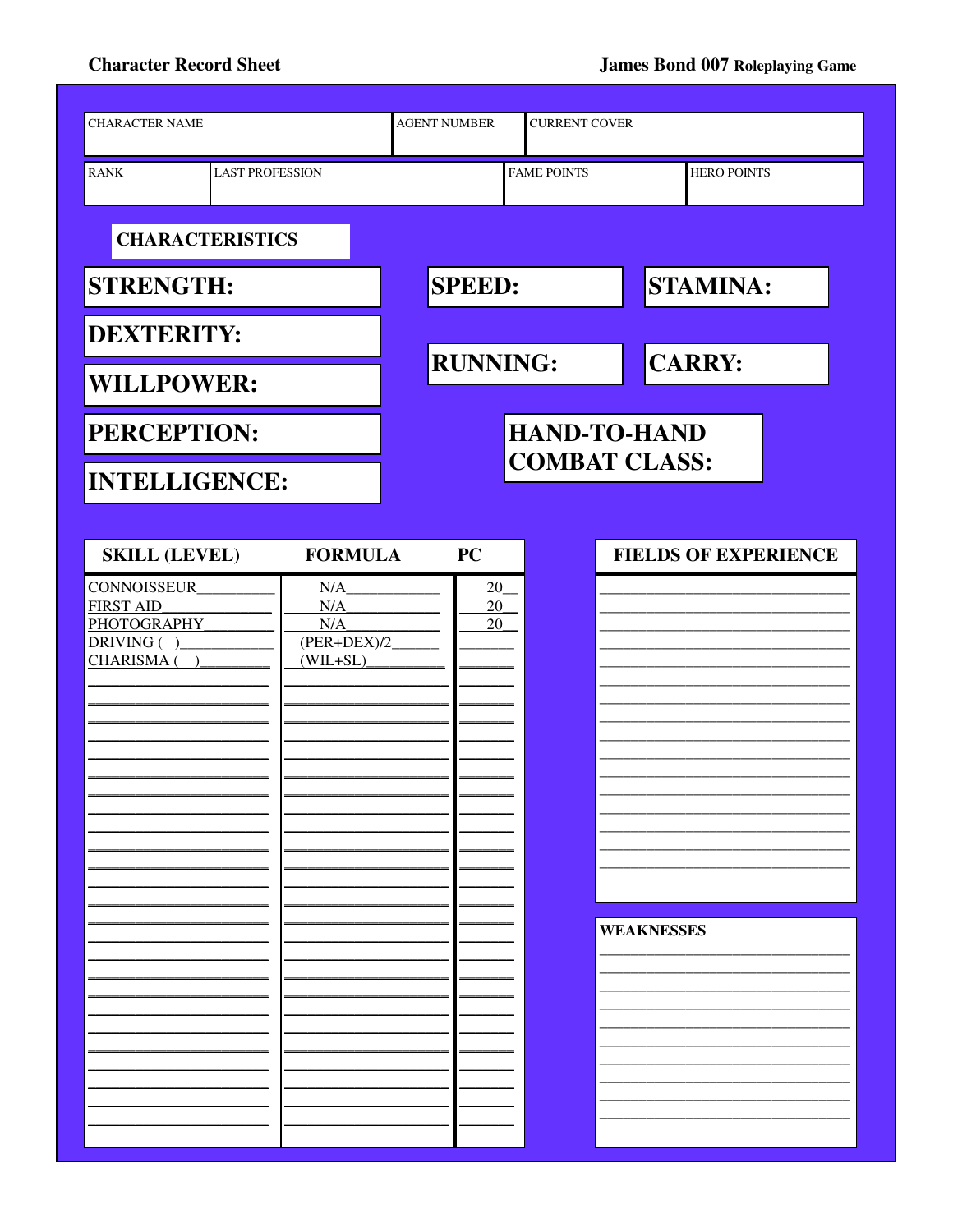**Character Record Sheet** | **James Bond 007 Roleplaying Game**

| CHARACTER NAME | AGENT NUMBER | CURRENT COVER |
|---|---|---|
| | | |

| RANK | LAST PROFESSION | FAME POINTS | HERO POINTS |
|---|---|---|---|
| | | | |

## CHARACTERISTICS

**STRENGTH:**

**DEXTERITY:**

**WILLPOWER:**

**PERCEPTION:**

**INTELLIGENCE:**

**SPEED:**

**STAMINA:**

**RUNNING:**

**CARRY:**

**HAND-TO-HAND COMBAT CLASS:**

| SKILL (LEVEL) | FORMULA | PC |
|---|---|---|
| CONNOISSEUR | N/A | 20 |
| FIRST AID | N/A | 20 |
| PHOTOGRAPHY | N/A | 20 |
| DRIVING ( ) | (PER+DEX)/2 | |
| CHARISMA ( ) | (WIL+SL) | |
| | | |
| | | |
| | | |
| | | |
| | | |
| | | |
| | | |
| | | |
| | | |
| | | |
| | | |
| | | |
| | | |
| | | |
| | | |
| | | |
| | | |
| | | |
| | | |
| | | |
| | | |
| | | |
| | | |
| | | |
| | | |

**FIELDS OF EXPERIENCE**

**WEAKNESSES**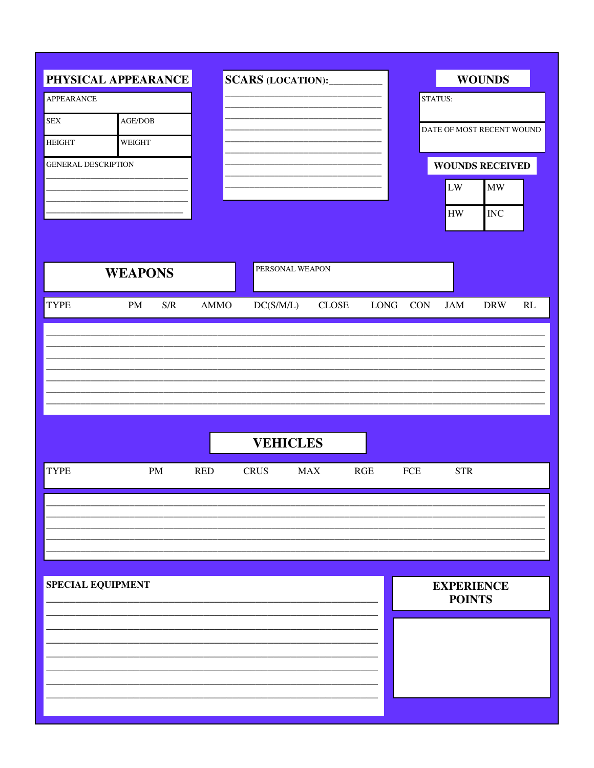## PHYSICAL APPEARANCE

| | |
|---|---|
| APPEARANCE | |
| SEX | AGE/DOB |
| HEIGHT | WEIGHT |

GENERAL DESCRIPTION

______________________________

______________________________

______________________________

______________________________

## SCARS (LOCATION):__________

________________________________

________________________________

________________________________

________________________________

________________________________

________________________________

________________________________

________________________________

________________________________

## WOUNDS

STATUS:

DATE OF MOST RECENT WOUND

### WOUNDS RECEIVED

| | |
|---|---|
| LW | MW |
| HW | INC |

## WEAPONS

PERSONAL WEAPON

| TYPE | PM | S/R | AMMO | DC(S/M/L) | CLOSE | LONG | CON | JAM | DRW | RL |
|---|---|---|---|---|---|---|---|---|---|---|
| | | | | | | | | | | |
| | | | | | | | | | | |
| | | | | | | | | | | |
| | | | | | | | | | | |
| | | | | | | | | | | |
| | | | | | | | | | | |
| | | | | | | | | | | |

## VEHICLES

| TYPE | PM | RED | CRUS | MAX | RGE | FCE | STR |
|---|---|---|---|---|---|---|---|
| | | | | | | | |
| | | | | | | | |
| | | | | | | | |
| | | | | | | | |
| | | | | | | | |

## SPECIAL EQUIPMENT

________________________________________________________________

________________________________________________________________

________________________________________________________________

________________________________________________________________

________________________________________________________________

________________________________________________________________

________________________________________________________________

________________________________________________________________

## EXPERIENCE POINTS